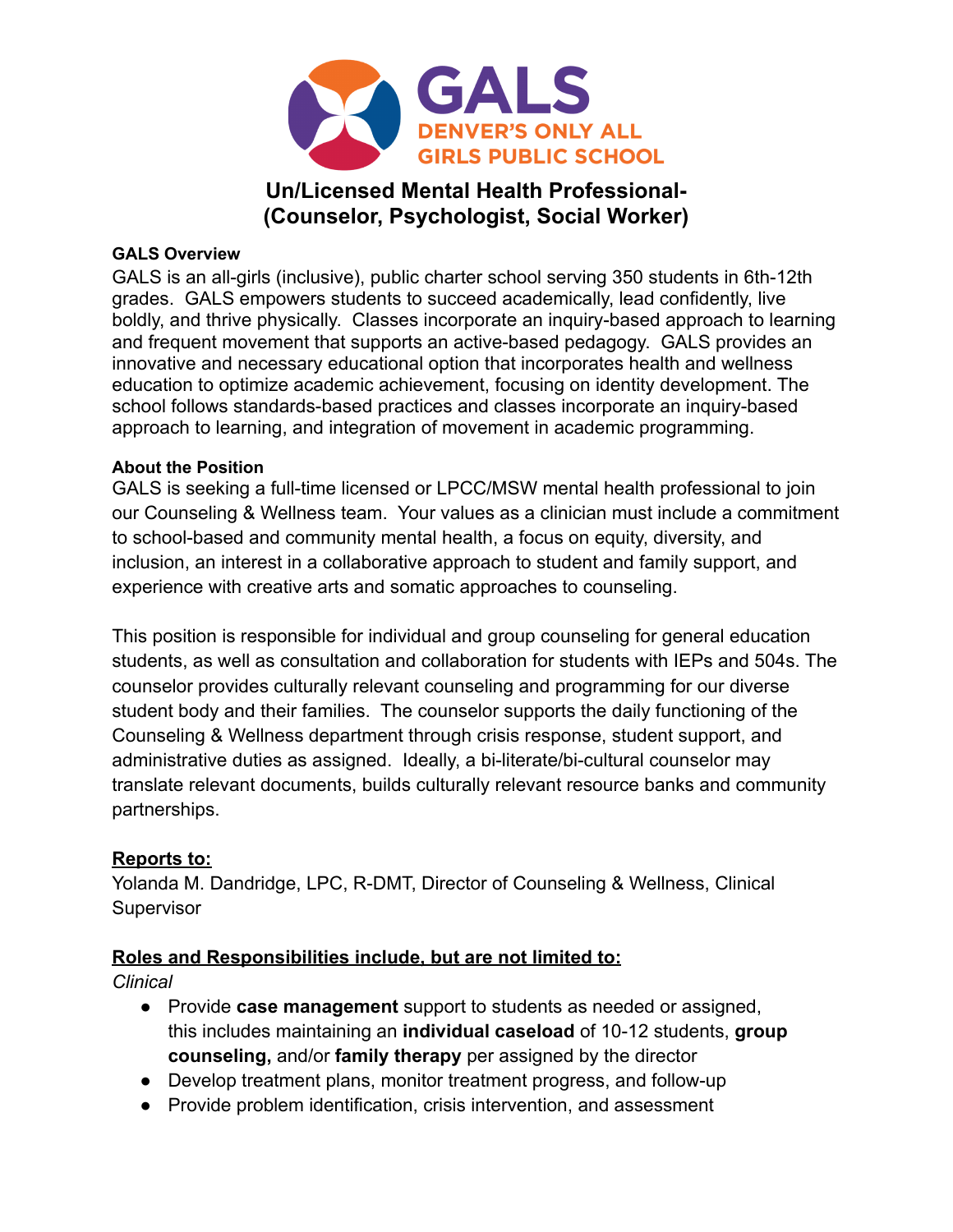GALS
DENVER'S ONLY ALL GIRLS PUBLIC SCHOOL

# Un/Licensed Mental Health Professional- (Counselor, Psychologist, Social Worker)

**GALS Overview**

GALS is an all-girls (inclusive), public charter school serving 350 students in 6th-12th grades. GALS empowers students to succeed academically, lead confidently, live boldly, and thrive physically. Classes incorporate an inquiry-based approach to learning and frequent movement that supports an active-based pedagogy. GALS provides an innovative and necessary educational option that incorporates health and wellness education to optimize academic achievement, focusing on identity development. The school follows standards-based practices and classes incorporate an inquiry-based approach to learning, and integration of movement in academic programming.

**About the Position**

GALS is seeking a full-time licensed or LPCC/MSW mental health professional to join our Counseling & Wellness team. Your values as a clinician must include a commitment to school-based and community mental health, a focus on equity, diversity, and inclusion, an interest in a collaborative approach to student and family support, and experience with creative arts and somatic approaches to counseling.

This position is responsible for individual and group counseling for general education students, as well as consultation and collaboration for students with IEPs and 504s. The counselor provides culturally relevant counseling and programming for our diverse student body and their families. The counselor supports the daily functioning of the Counseling & Wellness department through crisis response, student support, and administrative duties as assigned. Ideally, a bi-literate/bi-cultural counselor may translate relevant documents, builds culturally relevant resource banks and community partnerships.

**Reports to:**

Yolanda M. Dandridge, LPC, R-DMT, Director of Counseling & Wellness, Clinical Supervisor

**Roles and Responsibilities include, but are not limited to:**

*Clinical*

- Provide **case management** support to students as needed or assigned, this includes maintaining an **individual caseload** of 10-12 students, **group counseling,** and/or **family therapy** per assigned by the director
- Develop treatment plans, monitor treatment progress, and follow-up
- Provide problem identification, crisis intervention, and assessment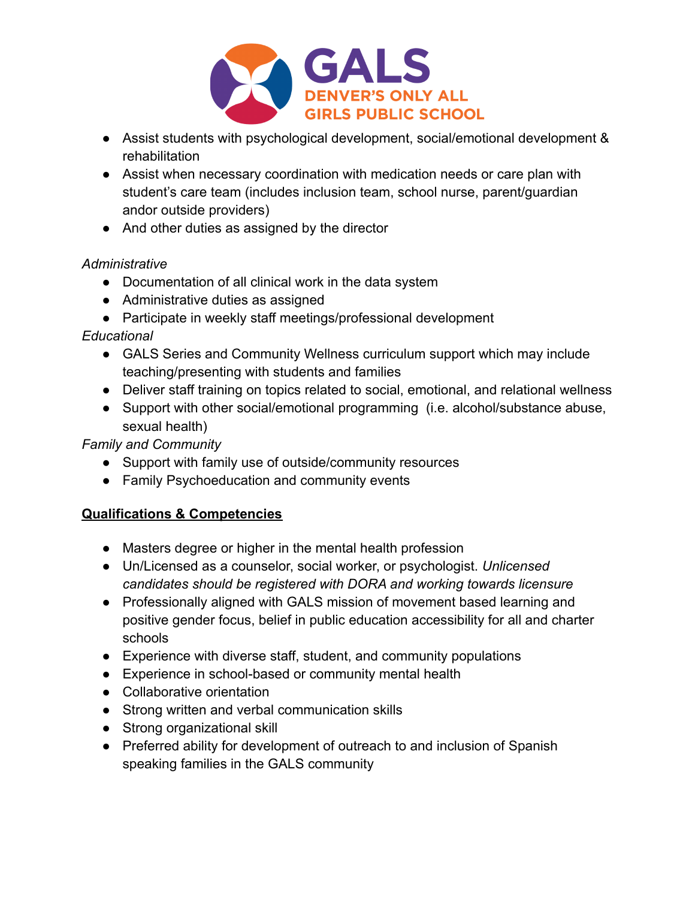- Assist students with psychological development, social/emotional development & rehabilitation
- Assist when necessary coordination with medication needs or care plan with student's care team (includes inclusion team, school nurse, parent/guardian andor outside providers)
- And other duties as assigned by the director

*Administrative*

- Documentation of all clinical work in the data system
- Administrative duties as assigned
- Participate in weekly staff meetings/professional development

*Educational*

- GALS Series and Community Wellness curriculum support which may include teaching/presenting with students and families
- Deliver staff training on topics related to social, emotional, and relational wellness
- Support with other social/emotional programming (i.e. alcohol/substance abuse, sexual health)

*Family and Community*

- Support with family use of outside/community resources
- Family Psychoeducation and community events

**<u>Qualifications & Competencies</u>**

- Masters degree or higher in the mental health profession
- Un/Licensed as a counselor, social worker, or psychologist. *Unlicensed candidates should be registered with DORA and working towards licensure*
- Professionally aligned with GALS mission of movement based learning and positive gender focus, belief in public education accessibility for all and charter schools
- Experience with diverse staff, student, and community populations
- Experience in school-based or community mental health
- Collaborative orientation
- Strong written and verbal communication skills
- Strong organizational skill
- Preferred ability for development of outreach to and inclusion of Spanish speaking families in the GALS community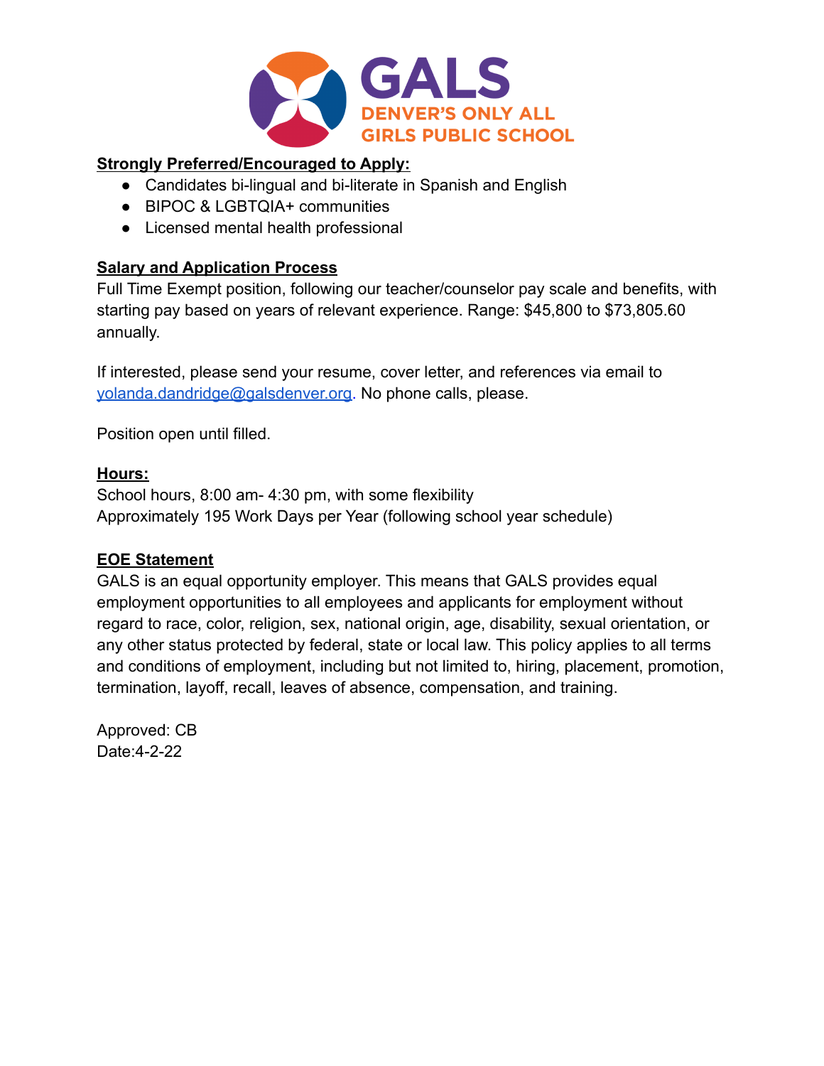GALS

DENVER'S ONLY ALL GIRLS PUBLIC SCHOOL

**Strongly Preferred/Encouraged to Apply:**

- Candidates bi-lingual and bi-literate in Spanish and English
- BIPOC & LGBTQIA+ communities
- Licensed mental health professional

**Salary and Application Process**

Full Time Exempt position, following our teacher/counselor pay scale and benefits, with starting pay based on years of relevant experience. Range: $45,800 to $73,805.60 annually.

If interested, please send your resume, cover letter, and references via email to yolanda.dandridge@galsdenver.org. No phone calls, please.

Position open until filled.

**Hours:**

School hours, 8:00 am- 4:30 pm, with some flexibility
Approximately 195 Work Days per Year (following school year schedule)

**EOE Statement**

GALS is an equal opportunity employer. This means that GALS provides equal employment opportunities to all employees and applicants for employment without regard to race, color, religion, sex, national origin, age, disability, sexual orientation, or any other status protected by federal, state or local law. This policy applies to all terms and conditions of employment, including but not limited to, hiring, placement, promotion, termination, layoff, recall, leaves of absence, compensation, and training.

Approved: CB
Date:4-2-22